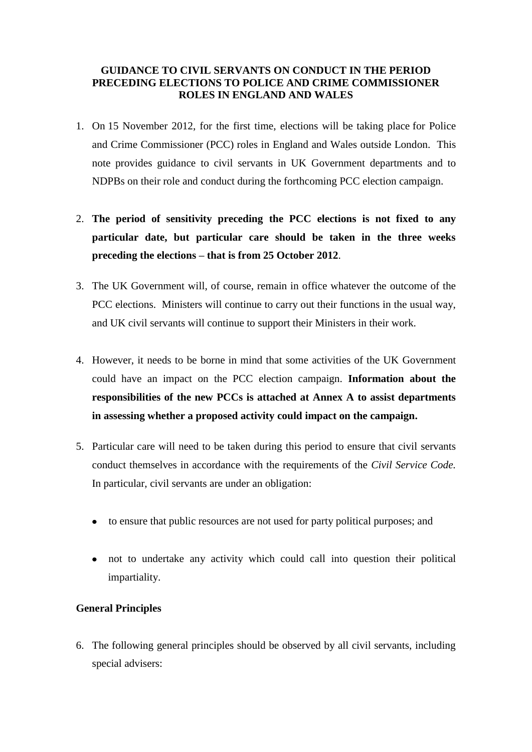# GUIDANCE TO CIVIL SERVANTS ON CONDUCT IN THE PERIOD PRECEDING ELECTIONS TO POLICE AND CRIME COMMISSIONER ROLES IN ENGLAND AND WALES

1. On 15 November 2012, for the first time, elections will be taking place for Police and Crime Commissioner (PCC) roles in England and Wales outside London. This note provides guidance to civil servants in UK Government departments and to NDPBs on their role and conduct during the forthcoming PCC election campaign.

2. **The period of sensitivity preceding the PCC elections is not fixed to any particular date, but particular care should be taken in the three weeks preceding the elections – that is from 25 October 2012**.

3. The UK Government will, of course, remain in office whatever the outcome of the PCC elections. Ministers will continue to carry out their functions in the usual way, and UK civil servants will continue to support their Ministers in their work.

4. However, it needs to be borne in mind that some activities of the UK Government could have an impact on the PCC election campaign. **Information about the responsibilities of the new PCCs is attached at Annex A to assist departments in assessing whether a proposed activity could impact on the campaign.**

5. Particular care will need to be taken during this period to ensure that civil servants conduct themselves in accordance with the requirements of the *Civil Service Code.* In particular, civil servants are under an obligation:

   - to ensure that public resources are not used for party political purposes; and

   - not to undertake any activity which could call into question their political impartiality.

**General Principles**

6. The following general principles should be observed by all civil servants, including special advisers: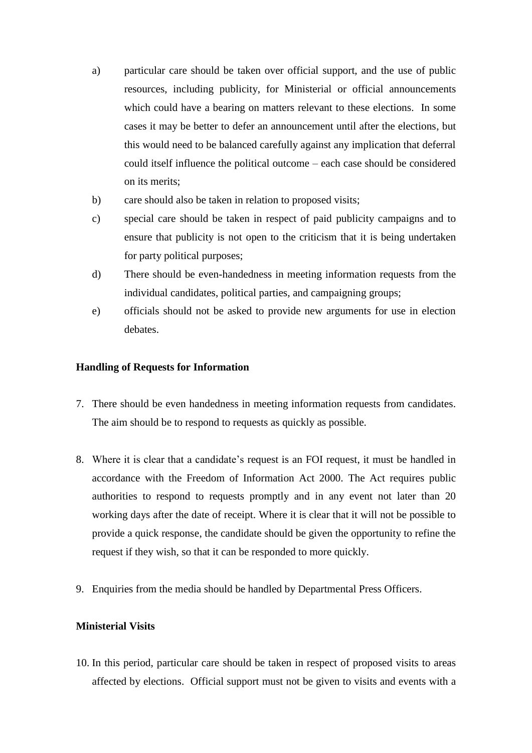a) particular care should be taken over official support, and the use of public resources, including publicity, for Ministerial or official announcements which could have a bearing on matters relevant to these elections. In some cases it may be better to defer an announcement until after the elections, but this would need to be balanced carefully against any implication that deferral could itself influence the political outcome – each case should be considered on its merits;

b) care should also be taken in relation to proposed visits;

c) special care should be taken in respect of paid publicity campaigns and to ensure that publicity is not open to the criticism that it is being undertaken for party political purposes;

d) There should be even-handedness in meeting information requests from the individual candidates, political parties, and campaigning groups;

e) officials should not be asked to provide new arguments for use in election debates.

**Handling of Requests for Information**

7. There should be even handedness in meeting information requests from candidates. The aim should be to respond to requests as quickly as possible.

8. Where it is clear that a candidate's request is an FOI request, it must be handled in accordance with the Freedom of Information Act 2000. The Act requires public authorities to respond to requests promptly and in any event not later than 20 working days after the date of receipt. Where it is clear that it will not be possible to provide a quick response, the candidate should be given the opportunity to refine the request if they wish, so that it can be responded to more quickly.

9. Enquiries from the media should be handled by Departmental Press Officers.

**Ministerial Visits**

10. In this period, particular care should be taken in respect of proposed visits to areas affected by elections. Official support must not be given to visits and events with a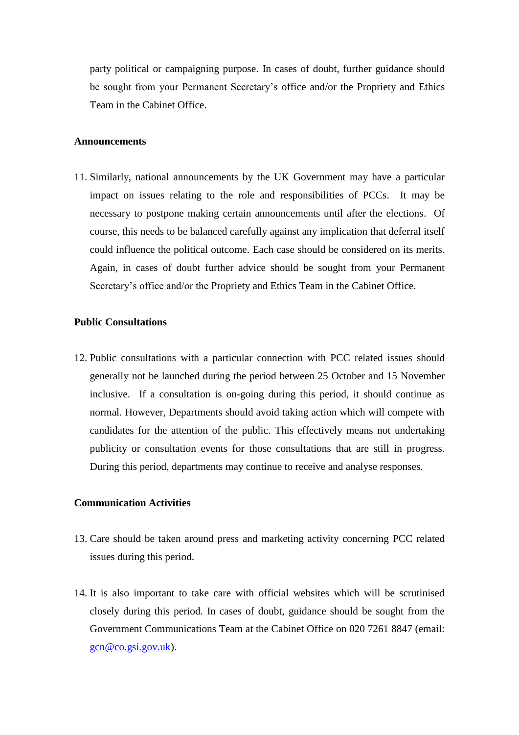party political or campaigning purpose. In cases of doubt, further guidance should be sought from your Permanent Secretary's office and/or the Propriety and Ethics Team in the Cabinet Office.

**Announcements**

11. Similarly, national announcements by the UK Government may have a particular impact on issues relating to the role and responsibilities of PCCs. It may be necessary to postpone making certain announcements until after the elections. Of course, this needs to be balanced carefully against any implication that deferral itself could influence the political outcome. Each case should be considered on its merits. Again, in cases of doubt further advice should be sought from your Permanent Secretary's office and/or the Propriety and Ethics Team in the Cabinet Office.

**Public Consultations**

12. Public consultations with a particular connection with PCC related issues should generally <u>not</u> be launched during the period between 25 October and 15 November inclusive. If a consultation is on-going during this period, it should continue as normal. However, Departments should avoid taking action which will compete with candidates for the attention of the public. This effectively means not undertaking publicity or consultation events for those consultations that are still in progress. During this period, departments may continue to receive and analyse responses.

**Communication Activities**

13. Care should be taken around press and marketing activity concerning PCC related issues during this period.

14. It is also important to take care with official websites which will be scrutinised closely during this period. In cases of doubt, guidance should be sought from the Government Communications Team at the Cabinet Office on 020 7261 8847 (email: gcn@co.gsi.gov.uk).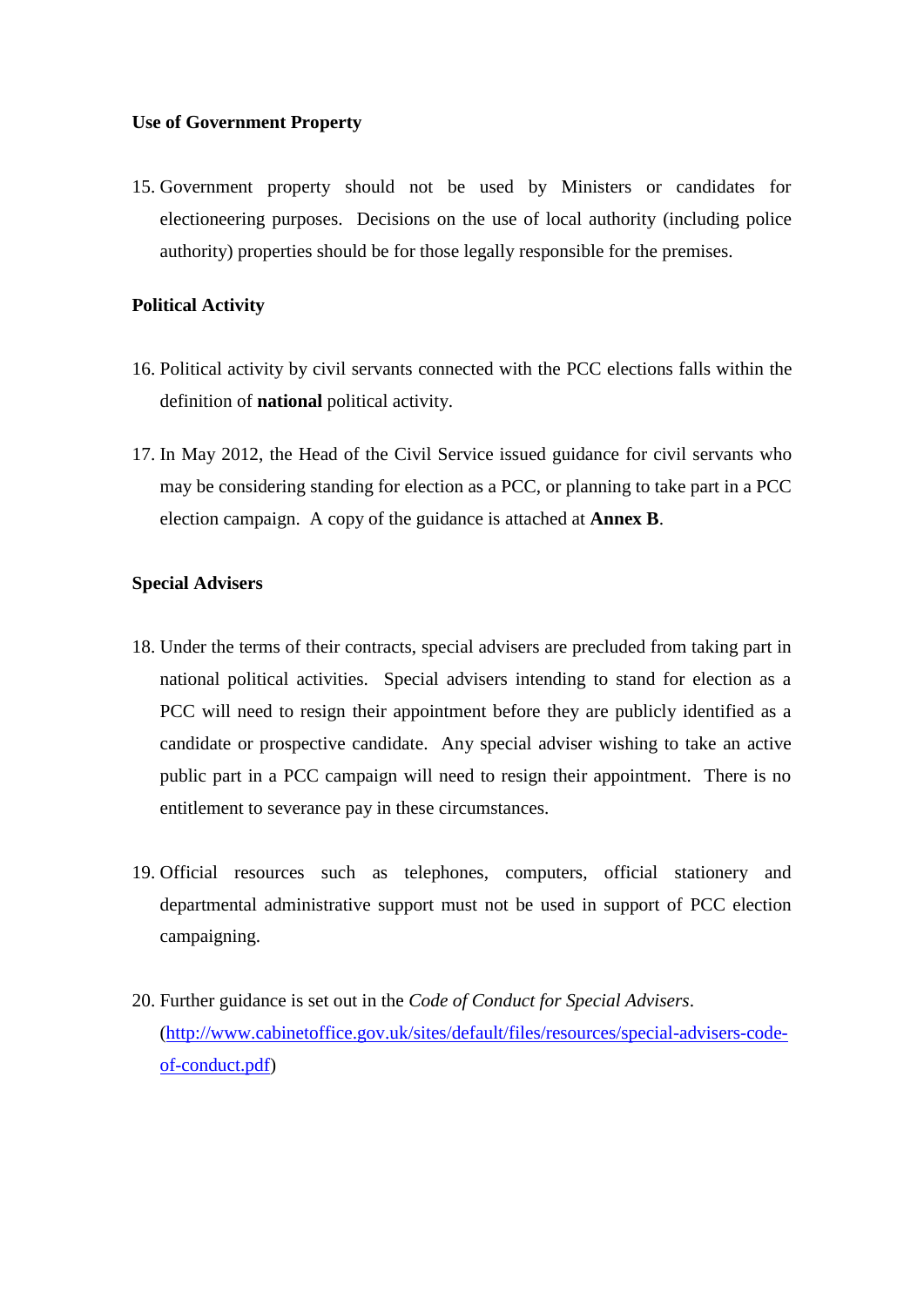**Use of Government Property**

15. Government property should not be used by Ministers or candidates for electioneering purposes. Decisions on the use of local authority (including police authority) properties should be for those legally responsible for the premises.

**Political Activity**

16. Political activity by civil servants connected with the PCC elections falls within the definition of **national** political activity.

17. In May 2012, the Head of the Civil Service issued guidance for civil servants who may be considering standing for election as a PCC, or planning to take part in a PCC election campaign. A copy of the guidance is attached at **Annex B**.

**Special Advisers**

18. Under the terms of their contracts, special advisers are precluded from taking part in national political activities. Special advisers intending to stand for election as a PCC will need to resign their appointment before they are publicly identified as a candidate or prospective candidate. Any special adviser wishing to take an active public part in a PCC campaign will need to resign their appointment. There is no entitlement to severance pay in these circumstances.

19. Official resources such as telephones, computers, official stationery and departmental administrative support must not be used in support of PCC election campaigning.

20. Further guidance is set out in the *Code of Conduct for Special Advisers*. ([http://www.cabinetoffice.gov.uk/sites/default/files/resources/special-advisers-code-of-conduct.pdf](http://www.cabinetoffice.gov.uk/sites/default/files/resources/special-advisers-code-of-conduct.pdf))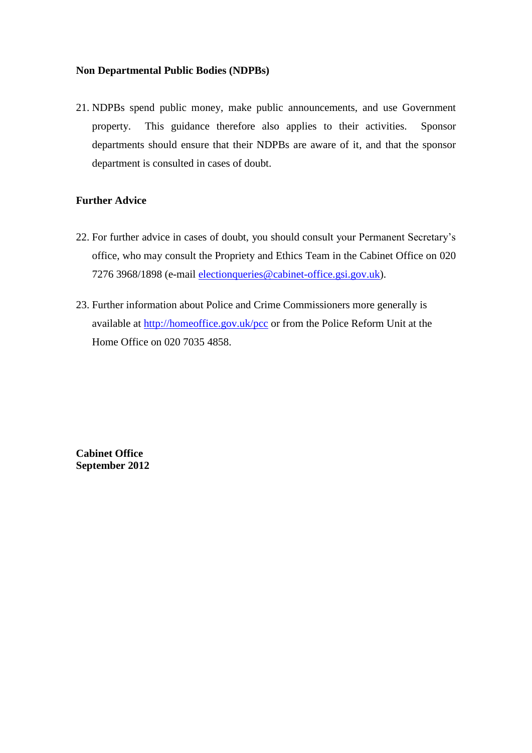**Non Departmental Public Bodies (NDPBs)**

21. NDPBs spend public money, make public announcements, and use Government property. This guidance therefore also applies to their activities. Sponsor departments should ensure that their NDPBs are aware of it, and that the sponsor department is consulted in cases of doubt.

**Further Advice**

22. For further advice in cases of doubt, you should consult your Permanent Secretary's office, who may consult the Propriety and Ethics Team in the Cabinet Office on 020 7276 3968/1898 (e-mail electionqueries@cabinet-office.gsi.gov.uk).

23. Further information about Police and Crime Commissioners more generally is available at http://homeoffice.gov.uk/pcc or from the Police Reform Unit at the Home Office on 020 7035 4858.

**Cabinet Office**
**September 2012**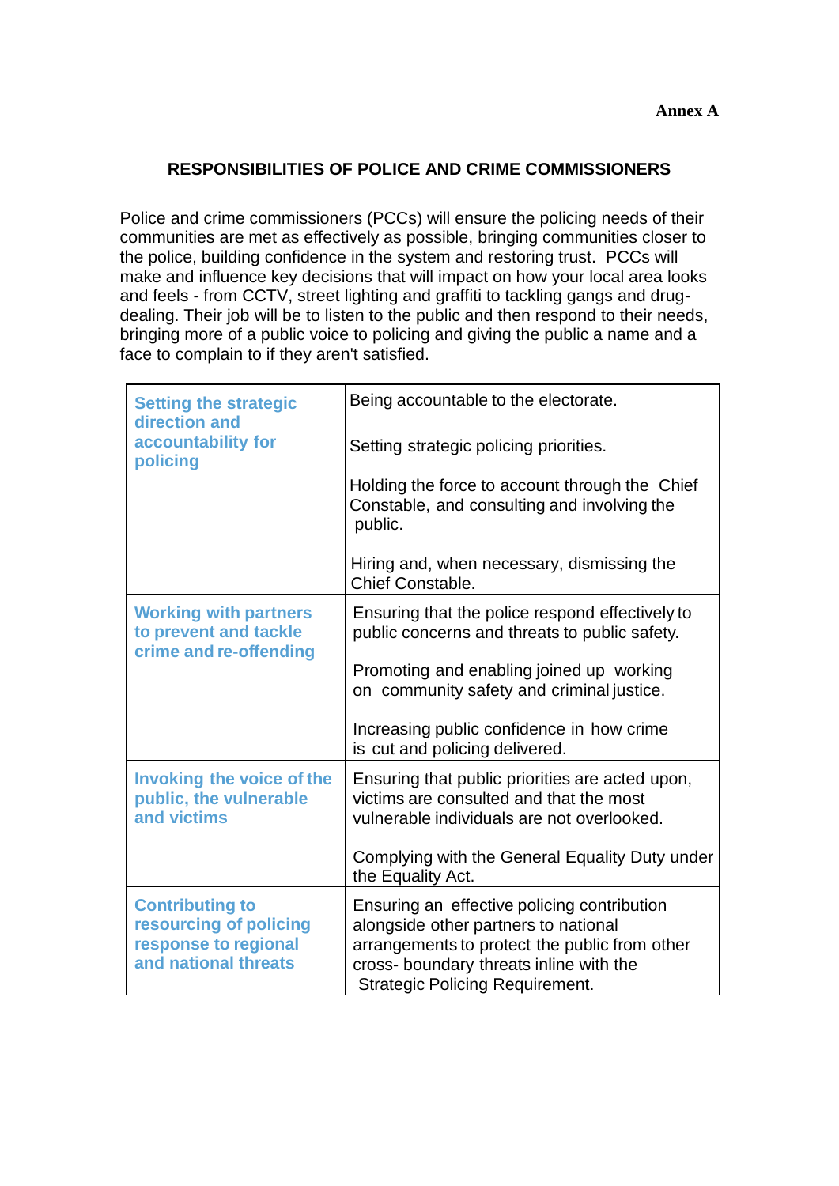**Annex A**

# RESPONSIBILITIES OF POLICE AND CRIME COMMISSIONERS

Police and crime commissioners (PCCs) will ensure the policing needs of their communities are met as effectively as possible, bringing communities closer to the police, building confidence in the system and restoring trust. PCCs will make and influence key decisions that will impact on how your local area looks and feels - from CCTV, street lighting and graffiti to tackling gangs and drug-dealing. Their job will be to listen to the public and then respond to their needs, bringing more of a public voice to policing and giving the public a name and a face to complain to if they aren't satisfied.

| Responsibility | Details |
|---|---|
| **Setting the strategic direction and accountability for policing** | Being accountable to the electorate.<br><br>Setting strategic policing priorities.<br><br>Holding the force to account through the Chief Constable, and consulting and involving the public.<br><br>Hiring and, when necessary, dismissing the Chief Constable. |
| **Working with partners to prevent and tackle crime and re-offending** | Ensuring that the police respond effectively to public concerns and threats to public safety.<br><br>Promoting and enabling joined up working on community safety and criminal justice.<br><br>Increasing public confidence in how crime is cut and policing delivered. |
| **Invoking the voice of the public, the vulnerable and victims** | Ensuring that public priorities are acted upon, victims are consulted and that the most vulnerable individuals are not overlooked.<br><br>Complying with the General Equality Duty under the Equality Act. |
| **Contributing to resourcing of policing response to regional and national threats** | Ensuring an effective policing contribution alongside other partners to national arrangements to protect the public from other cross- boundary threats inline with the Strategic Policing Requirement. |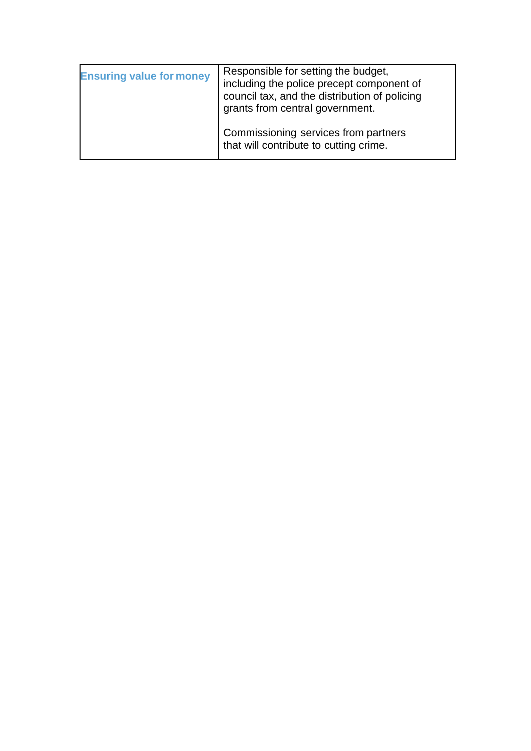| | |
|---|---|
| **Ensuring value for money** | Responsible for setting the budget, including the police precept component of council tax, and the distribution of policing grants from central government.<br><br>Commissioning services from partners that will contribute to cutting crime. |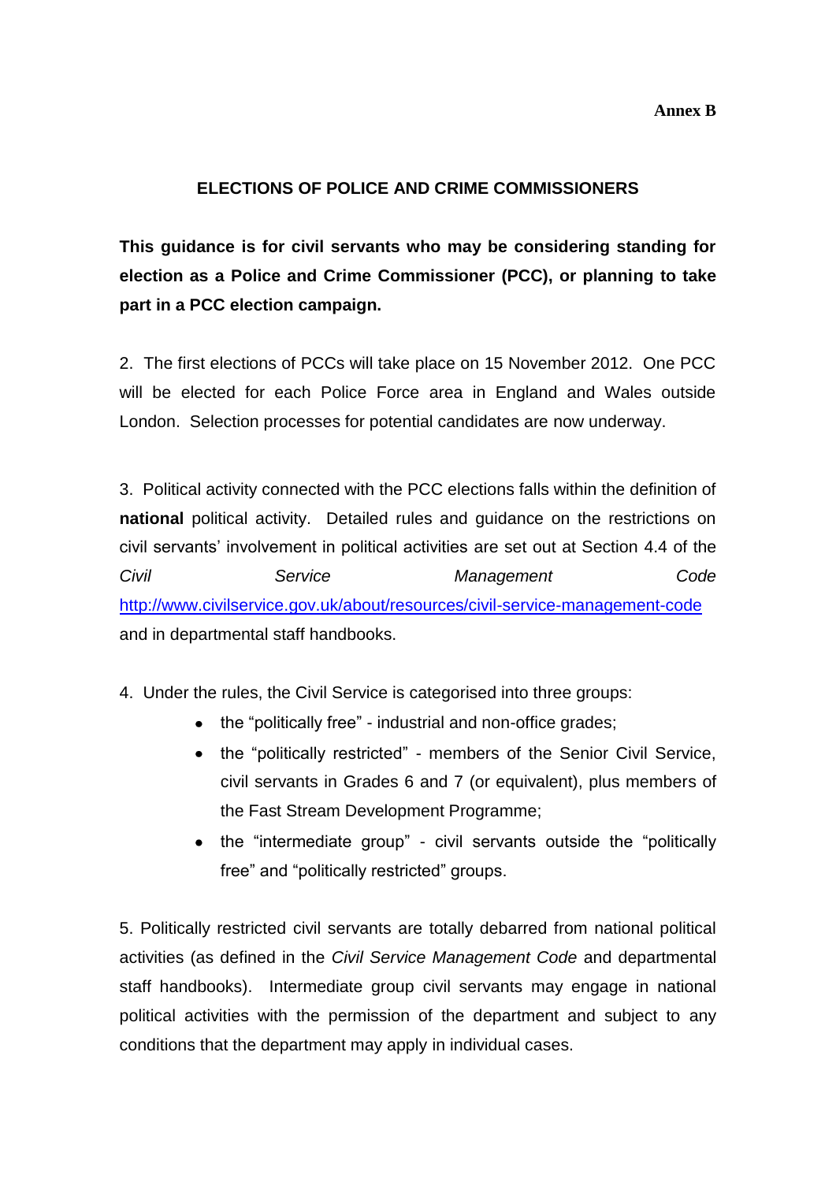**Annex B**

## ELECTIONS OF POLICE AND CRIME COMMISSIONERS

**This guidance is for civil servants who may be considering standing for election as a Police and Crime Commissioner (PCC), or planning to take part in a PCC election campaign.**

2. The first elections of PCCs will take place on 15 November 2012. One PCC will be elected for each Police Force area in England and Wales outside London. Selection processes for potential candidates are now underway.

3. Political activity connected with the PCC elections falls within the definition of **national** political activity. Detailed rules and guidance on the restrictions on civil servants' involvement in political activities are set out at Section 4.4 of the *Civil Service Management Code* http://www.civilservice.gov.uk/about/resources/civil-service-management-code and in departmental staff handbooks.

4. Under the rules, the Civil Service is categorised into three groups:

- the "politically free" - industrial and non-office grades;
- the "politically restricted" - members of the Senior Civil Service, civil servants in Grades 6 and 7 (or equivalent), plus members of the Fast Stream Development Programme;
- the "intermediate group" - civil servants outside the "politically free" and "politically restricted" groups.

5. Politically restricted civil servants are totally debarred from national political activities (as defined in the *Civil Service Management Code* and departmental staff handbooks). Intermediate group civil servants may engage in national political activities with the permission of the department and subject to any conditions that the department may apply in individual cases.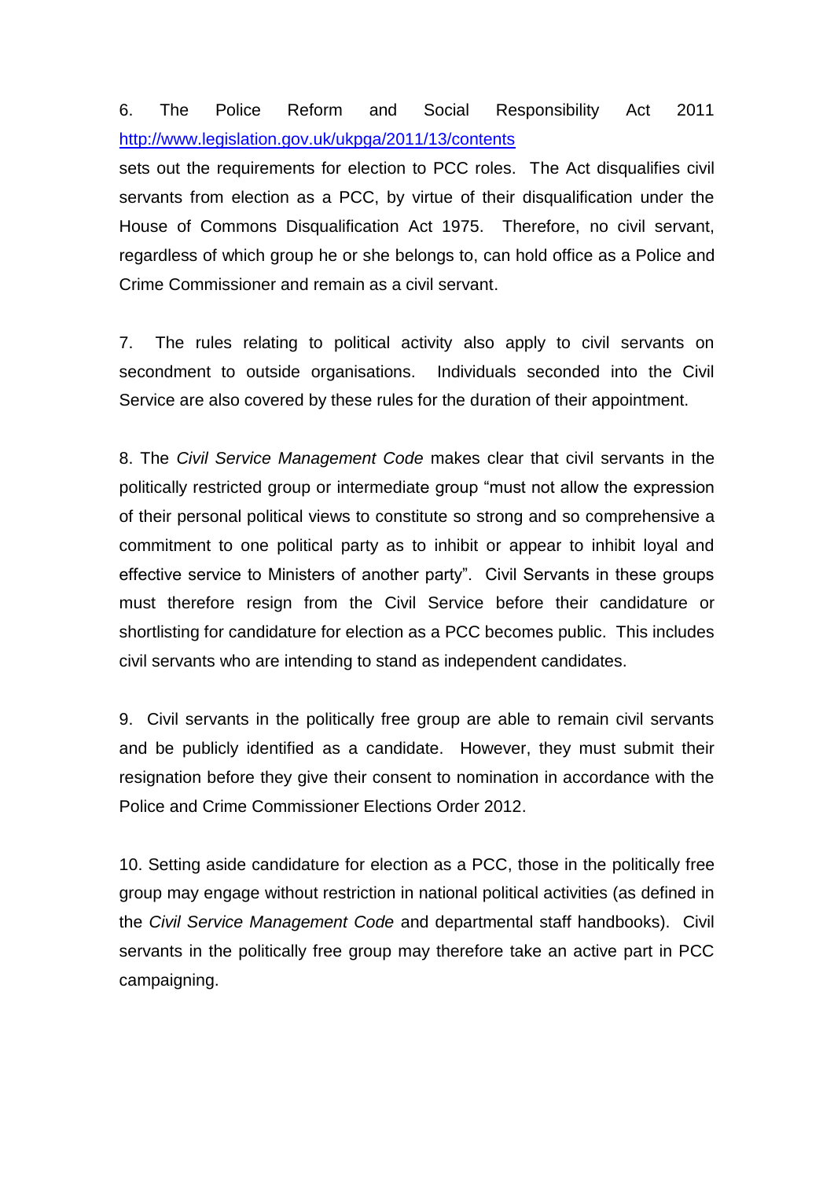6. The Police Reform and Social Responsibility Act 2011 http://www.legislation.gov.uk/ukpga/2011/13/contents sets out the requirements for election to PCC roles. The Act disqualifies civil servants from election as a PCC, by virtue of their disqualification under the House of Commons Disqualification Act 1975. Therefore, no civil servant, regardless of which group he or she belongs to, can hold office as a Police and Crime Commissioner and remain as a civil servant.

7. The rules relating to political activity also apply to civil servants on secondment to outside organisations. Individuals seconded into the Civil Service are also covered by these rules for the duration of their appointment.

8. The *Civil Service Management Code* makes clear that civil servants in the politically restricted group or intermediate group "must not allow the expression of their personal political views to constitute so strong and so comprehensive a commitment to one political party as to inhibit or appear to inhibit loyal and effective service to Ministers of another party". Civil Servants in these groups must therefore resign from the Civil Service before their candidature or shortlisting for candidature for election as a PCC becomes public. This includes civil servants who are intending to stand as independent candidates.

9. Civil servants in the politically free group are able to remain civil servants and be publicly identified as a candidate. However, they must submit their resignation before they give their consent to nomination in accordance with the Police and Crime Commissioner Elections Order 2012.

10. Setting aside candidature for election as a PCC, those in the politically free group may engage without restriction in national political activities (as defined in the *Civil Service Management Code* and departmental staff handbooks). Civil servants in the politically free group may therefore take an active part in PCC campaigning.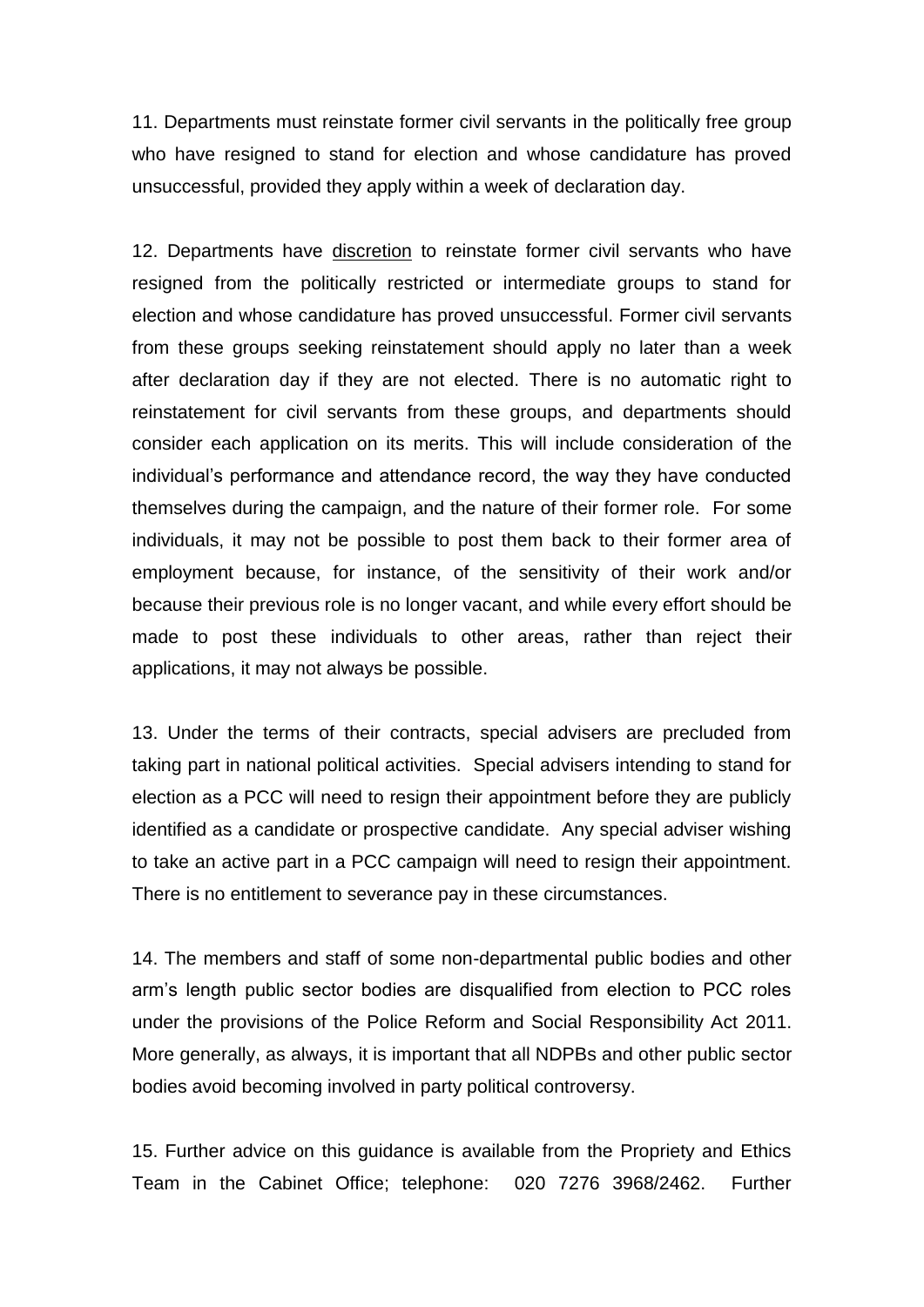11. Departments must reinstate former civil servants in the politically free group who have resigned to stand for election and whose candidature has proved unsuccessful, provided they apply within a week of declaration day.

12. Departments have discretion to reinstate former civil servants who have resigned from the politically restricted or intermediate groups to stand for election and whose candidature has proved unsuccessful. Former civil servants from these groups seeking reinstatement should apply no later than a week after declaration day if they are not elected. There is no automatic right to reinstatement for civil servants from these groups, and departments should consider each application on its merits. This will include consideration of the individual's performance and attendance record, the way they have conducted themselves during the campaign, and the nature of their former role. For some individuals, it may not be possible to post them back to their former area of employment because, for instance, of the sensitivity of their work and/or because their previous role is no longer vacant, and while every effort should be made to post these individuals to other areas, rather than reject their applications, it may not always be possible.

13. Under the terms of their contracts, special advisers are precluded from taking part in national political activities. Special advisers intending to stand for election as a PCC will need to resign their appointment before they are publicly identified as a candidate or prospective candidate. Any special adviser wishing to take an active part in a PCC campaign will need to resign their appointment. There is no entitlement to severance pay in these circumstances.

14. The members and staff of some non-departmental public bodies and other arm's length public sector bodies are disqualified from election to PCC roles under the provisions of the Police Reform and Social Responsibility Act 2011. More generally, as always, it is important that all NDPBs and other public sector bodies avoid becoming involved in party political controversy.

15. Further advice on this guidance is available from the Propriety and Ethics Team in the Cabinet Office; telephone: 020 7276 3968/2462. Further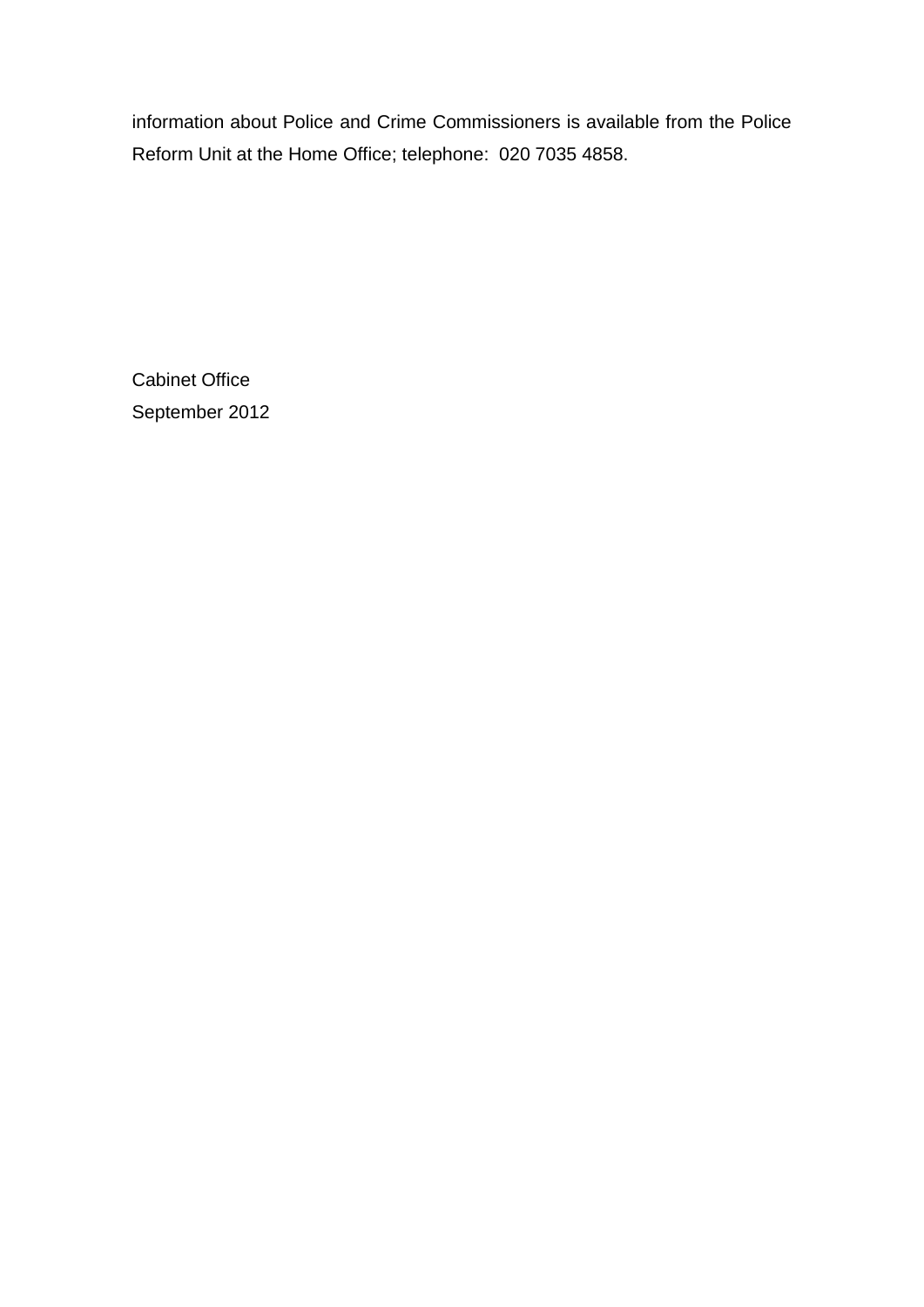information about Police and Crime Commissioners is available from the Police Reform Unit at the Home Office; telephone: 020 7035 4858.

Cabinet Office
September 2012